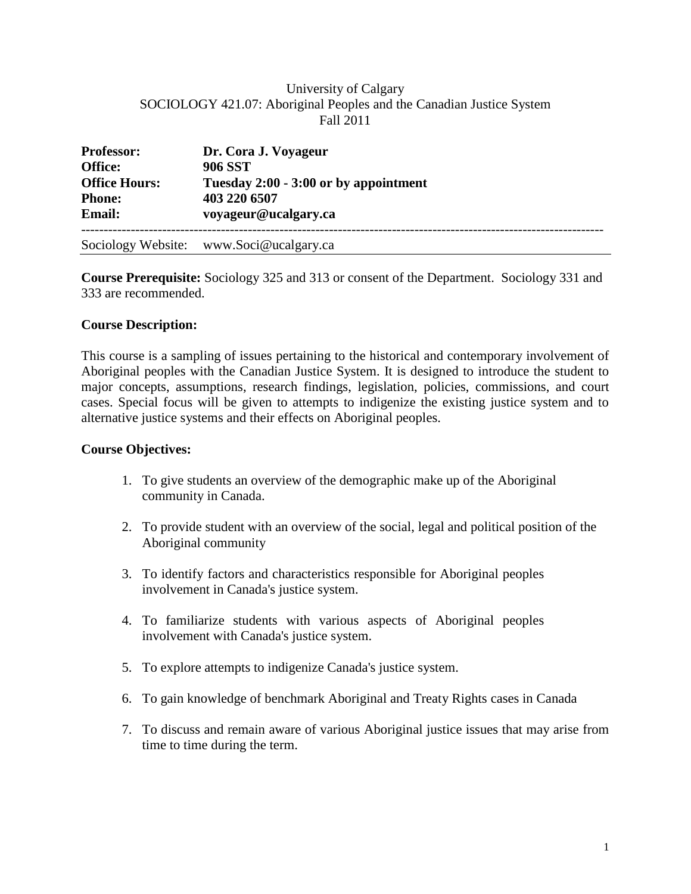University of Calgary
SOCIOLOGY 421.07: Aboriginal Peoples and the Canadian Justice System
Fall 2011

| | |
|---|---|
| **Professor:** | **Dr. Cora J. Voyageur** |
| **Office:** | **906 SST** |
| **Office Hours:** | **Tuesday 2:00 - 3:00 or by appointment** |
| **Phone:** | **403 220 6507** |
| **Email:** | **voyageur@ucalgary.ca** |

Sociology Website: www.Soci@ucalgary.ca

**Course Prerequisite:** Sociology 325 and 313 or consent of the Department. Sociology 331 and 333 are recommended.

**Course Description:**

This course is a sampling of issues pertaining to the historical and contemporary involvement of Aboriginal peoples with the Canadian Justice System. It is designed to introduce the student to major concepts, assumptions, research findings, legislation, policies, commissions, and court cases. Special focus will be given to attempts to indigenize the existing justice system and to alternative justice systems and their effects on Aboriginal peoples.

**Course Objectives:**

1. To give students an overview of the demographic make up of the Aboriginal community in Canada.
2. To provide student with an overview of the social, legal and political position of the Aboriginal community
3. To identify factors and characteristics responsible for Aboriginal peoples involvement in Canada's justice system.
4. To familiarize students with various aspects of Aboriginal peoples involvement with Canada's justice system.
5. To explore attempts to indigenize Canada's justice system.
6. To gain knowledge of benchmark Aboriginal and Treaty Rights cases in Canada
7. To discuss and remain aware of various Aboriginal justice issues that may arise from time to time during the term.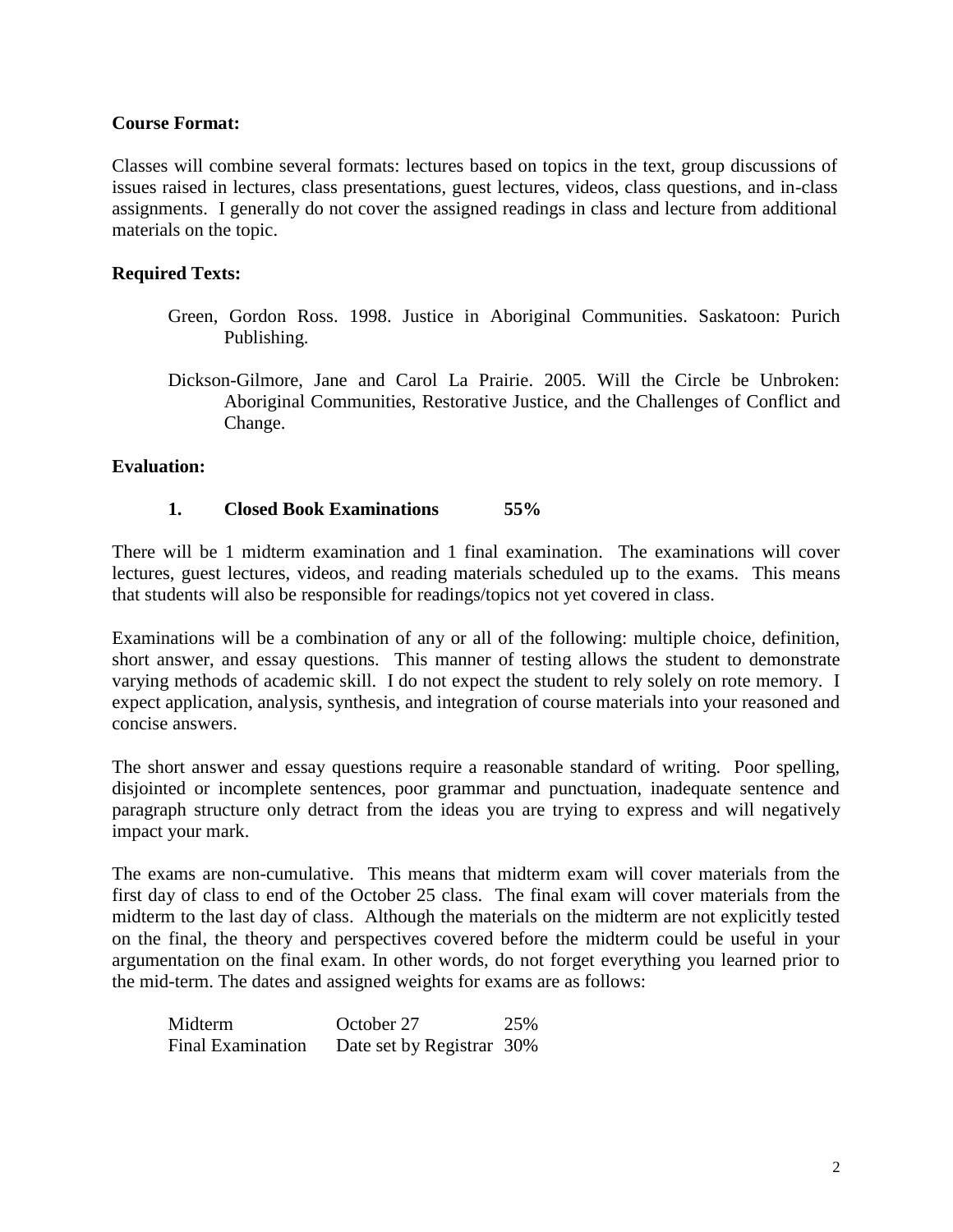**Course Format:**

Classes will combine several formats: lectures based on topics in the text, group discussions of issues raised in lectures, class presentations, guest lectures, videos, class questions, and in-class assignments. I generally do not cover the assigned readings in class and lecture from additional materials on the topic.

**Required Texts:**

Green, Gordon Ross. 1998. Justice in Aboriginal Communities. Saskatoon: Purich Publishing.

Dickson-Gilmore, Jane and Carol La Prairie. 2005. Will the Circle be Unbroken: Aboriginal Communities, Restorative Justice, and the Challenges of Conflict and Change.

**Evaluation:**

**1. Closed Book Examinations 55%**

There will be 1 midterm examination and 1 final examination. The examinations will cover lectures, guest lectures, videos, and reading materials scheduled up to the exams. This means that students will also be responsible for readings/topics not yet covered in class.

Examinations will be a combination of any or all of the following: multiple choice, definition, short answer, and essay questions. This manner of testing allows the student to demonstrate varying methods of academic skill. I do not expect the student to rely solely on rote memory. I expect application, analysis, synthesis, and integration of course materials into your reasoned and concise answers.

The short answer and essay questions require a reasonable standard of writing. Poor spelling, disjointed or incomplete sentences, poor grammar and punctuation, inadequate sentence and paragraph structure only detract from the ideas you are trying to express and will negatively impact your mark.

The exams are non-cumulative. This means that midterm exam will cover materials from the first day of class to end of the October 25 class. The final exam will cover materials from the midterm to the last day of class. Although the materials on the midterm are not explicitly tested on the final, the theory and perspectives covered before the midterm could be useful in your argumentation on the final exam. In other words, do not forget everything you learned prior to the mid-term. The dates and assigned weights for exams are as follows:

| | | |
|---|---|---|
| Midterm | October 27 | 25% |
| Final Examination | Date set by Registrar | 30% |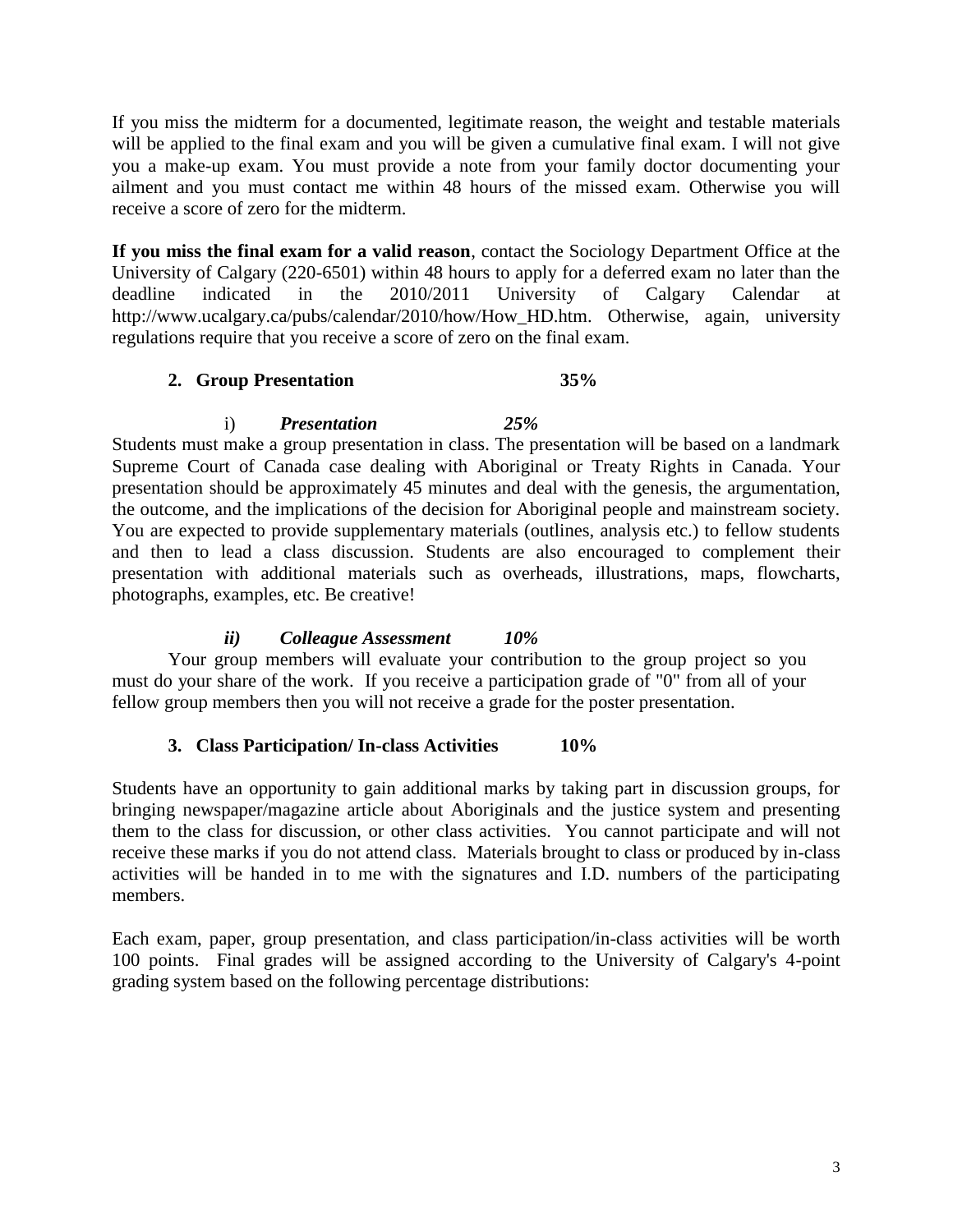If you miss the midterm for a documented, legitimate reason, the weight and testable materials will be applied to the final exam and you will be given a cumulative final exam. I will not give you a make-up exam. You must provide a note from your family doctor documenting your ailment and you must contact me within 48 hours of the missed exam. Otherwise you will receive a score of zero for the midterm.

**If you miss the final exam for a valid reason**, contact the Sociology Department Office at the University of Calgary (220-6501) within 48 hours to apply for a deferred exam no later than the deadline indicated in the 2010/2011 University of Calgary Calendar at http://www.ucalgary.ca/pubs/calendar/2010/how/How_HD.htm. Otherwise, again, university regulations require that you receive a score of zero on the final exam.

### 2. Group Presentation 35%

#### i) *Presentation* *25%*

Students must make a group presentation in class. The presentation will be based on a landmark Supreme Court of Canada case dealing with Aboriginal or Treaty Rights in Canada. Your presentation should be approximately 45 minutes and deal with the genesis, the argumentation, the outcome, and the implications of the decision for Aboriginal people and mainstream society. You are expected to provide supplementary materials (outlines, analysis etc.) to fellow students and then to lead a class discussion. Students are also encouraged to complement their presentation with additional materials such as overheads, illustrations, maps, flowcharts, photographs, examples, etc. Be creative!

#### *ii) Colleague Assessment* *10%*

Your group members will evaluate your contribution to the group project so you must do your share of the work. If you receive a participation grade of "0" from all of your fellow group members then you will not receive a grade for the poster presentation.

### 3. Class Participation/ In-class Activities 10%

Students have an opportunity to gain additional marks by taking part in discussion groups, for bringing newspaper/magazine article about Aboriginals and the justice system and presenting them to the class for discussion, or other class activities. You cannot participate and will not receive these marks if you do not attend class. Materials brought to class or produced by in-class activities will be handed in to me with the signatures and I.D. numbers of the participating members.

Each exam, paper, group presentation, and class participation/in-class activities will be worth 100 points. Final grades will be assigned according to the University of Calgary's 4-point grading system based on the following percentage distributions: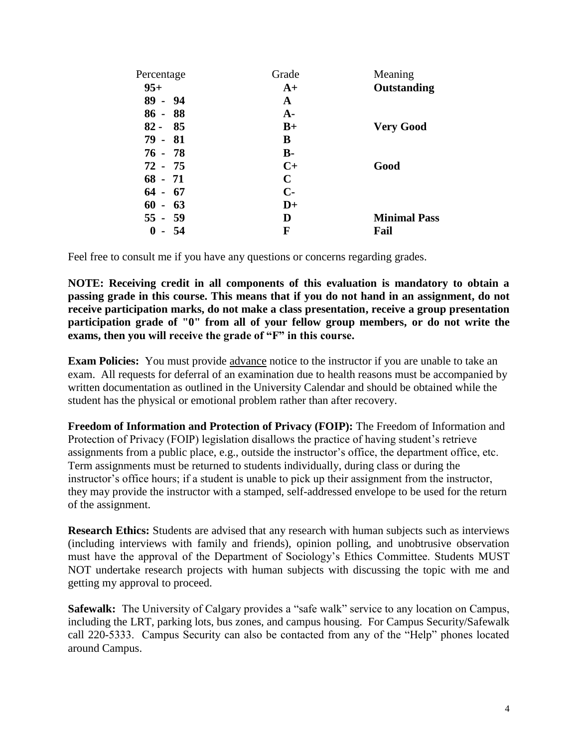| Percentage | Grade | Meaning |
|---|---|---|
| **95+** | **A+** | **Outstanding** |
| **89 - 94** | **A** | |
| **86 - 88** | **A-** | |
| **82 - 85** | **B+** | **Very Good** |
| **79 - 81** | **B** | |
| **76 - 78** | **B-** | |
| **72 - 75** | **C+** | **Good** |
| **68 - 71** | **C** | |
| **64 - 67** | **C-** | |
| **60 - 63** | **D+** | |
| **55 - 59** | **D** | **Minimal Pass** |
| **0 - 54** | **F** | **Fail** |

Feel free to consult me if you have any questions or concerns regarding grades.

**NOTE: Receiving credit in all components of this evaluation is mandatory to obtain a passing grade in this course. This means that if you do not hand in an assignment, do not receive participation marks, do not make a class presentation, receive a group presentation participation grade of "0" from all of your fellow group members, or do not write the exams, then you will receive the grade of "F" in this course.**

**Exam Policies:** You must provide advance notice to the instructor if you are unable to take an exam. All requests for deferral of an examination due to health reasons must be accompanied by written documentation as outlined in the University Calendar and should be obtained while the student has the physical or emotional problem rather than after recovery.

**Freedom of Information and Protection of Privacy (FOIP):** The Freedom of Information and Protection of Privacy (FOIP) legislation disallows the practice of having student's retrieve assignments from a public place, e.g., outside the instructor's office, the department office, etc. Term assignments must be returned to students individually, during class or during the instructor's office hours; if a student is unable to pick up their assignment from the instructor, they may provide the instructor with a stamped, self-addressed envelope to be used for the return of the assignment.

**Research Ethics:** Students are advised that any research with human subjects such as interviews (including interviews with family and friends), opinion polling, and unobtrusive observation must have the approval of the Department of Sociology's Ethics Committee. Students MUST NOT undertake research projects with human subjects with discussing the topic with me and getting my approval to proceed.

**Safewalk:** The University of Calgary provides a "safe walk" service to any location on Campus, including the LRT, parking lots, bus zones, and campus housing. For Campus Security/Safewalk call 220-5333. Campus Security can also be contacted from any of the "Help" phones located around Campus.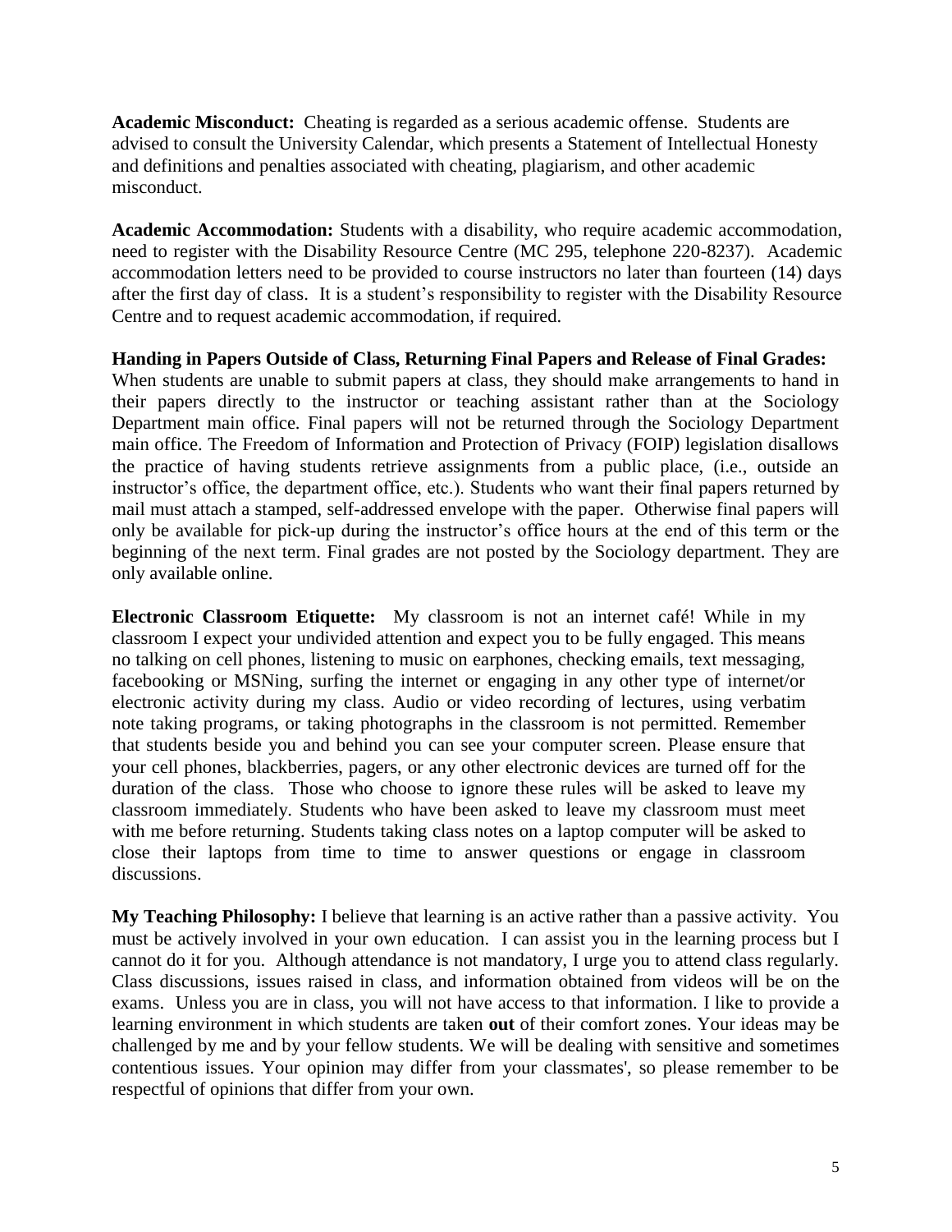**Academic Misconduct:** Cheating is regarded as a serious academic offense. Students are advised to consult the University Calendar, which presents a Statement of Intellectual Honesty and definitions and penalties associated with cheating, plagiarism, and other academic misconduct.

**Academic Accommodation:** Students with a disability, who require academic accommodation, need to register with the Disability Resource Centre (MC 295, telephone 220-8237). Academic accommodation letters need to be provided to course instructors no later than fourteen (14) days after the first day of class. It is a student's responsibility to register with the Disability Resource Centre and to request academic accommodation, if required.

**Handing in Papers Outside of Class, Returning Final Papers and Release of Final Grades:** When students are unable to submit papers at class, they should make arrangements to hand in their papers directly to the instructor or teaching assistant rather than at the Sociology Department main office. Final papers will not be returned through the Sociology Department main office. The Freedom of Information and Protection of Privacy (FOIP) legislation disallows the practice of having students retrieve assignments from a public place, (i.e., outside an instructor's office, the department office, etc.). Students who want their final papers returned by mail must attach a stamped, self-addressed envelope with the paper. Otherwise final papers will only be available for pick-up during the instructor's office hours at the end of this term or the beginning of the next term. Final grades are not posted by the Sociology department. They are only available online.

**Electronic Classroom Etiquette:** My classroom is not an internet café! While in my classroom I expect your undivided attention and expect you to be fully engaged. This means no talking on cell phones, listening to music on earphones, checking emails, text messaging, facebooking or MSNing, surfing the internet or engaging in any other type of internet/or electronic activity during my class. Audio or video recording of lectures, using verbatim note taking programs, or taking photographs in the classroom is not permitted. Remember that students beside you and behind you can see your computer screen. Please ensure that your cell phones, blackberries, pagers, or any other electronic devices are turned off for the duration of the class. Those who choose to ignore these rules will be asked to leave my classroom immediately. Students who have been asked to leave my classroom must meet with me before returning. Students taking class notes on a laptop computer will be asked to close their laptops from time to time to answer questions or engage in classroom discussions.

**My Teaching Philosophy:** I believe that learning is an active rather than a passive activity. You must be actively involved in your own education. I can assist you in the learning process but I cannot do it for you. Although attendance is not mandatory, I urge you to attend class regularly. Class discussions, issues raised in class, and information obtained from videos will be on the exams. Unless you are in class, you will not have access to that information. I like to provide a learning environment in which students are taken **out** of their comfort zones. Your ideas may be challenged by me and by your fellow students. We will be dealing with sensitive and sometimes contentious issues. Your opinion may differ from your classmates', so please remember to be respectful of opinions that differ from your own.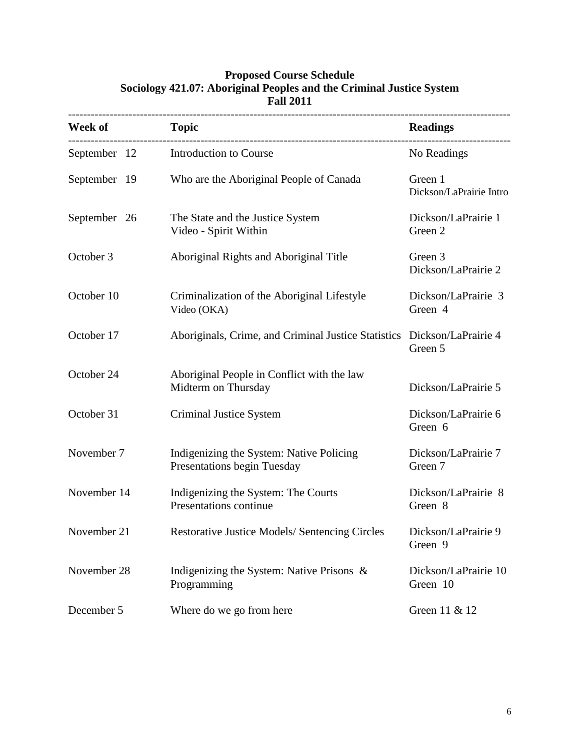**Proposed Course Schedule**
**Sociology 421.07: Aboriginal Peoples and the Criminal Justice System**
**Fall 2011**

| Week of | Topic | Readings |
|---|---|---|
| September 12 | Introduction to Course | No Readings |
| September 19 | Who are the Aboriginal People of Canada | Green 1<br>Dickson/LaPrairie Intro |
| September 26 | The State and the Justice System<br>Video - Spirit Within | Dickson/LaPrairie 1<br>Green 2 |
| October 3 | Aboriginal Rights and Aboriginal Title | Green 3<br>Dickson/LaPrairie 2 |
| October 10 | Criminalization of the Aboriginal Lifestyle<br>Video (OKA) | Dickson/LaPrairie 3<br>Green 4 |
| October 17 | Aboriginals, Crime, and Criminal Justice Statistics | Dickson/LaPrairie 4<br>Green 5 |
| October 24 | Aboriginal People in Conflict with the law<br>Midterm on Thursday | Dickson/LaPrairie 5 |
| October 31 | Criminal Justice System | Dickson/LaPrairie 6<br>Green 6 |
| November 7 | Indigenizing the System: Native Policing<br>Presentations begin Tuesday | Dickson/LaPrairie 7<br>Green 7 |
| November 14 | Indigenizing the System: The Courts<br>Presentations continue | Dickson/LaPrairie 8<br>Green 8 |
| November 21 | Restorative Justice Models/ Sentencing Circles | Dickson/LaPrairie 9<br>Green 9 |
| November 28 | Indigenizing the System: Native Prisons & Programming | Dickson/LaPrairie 10<br>Green 10 |
| December 5 | Where do we go from here | Green 11 & 12 |